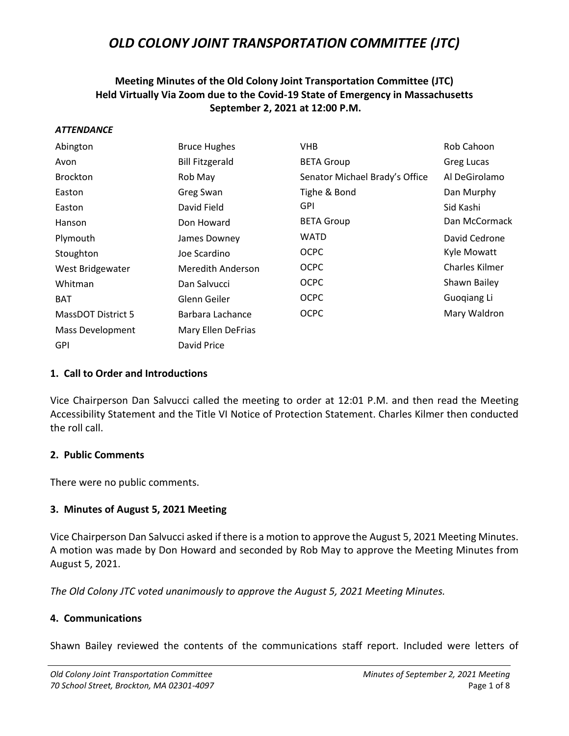# OLD COLONY JOINT TRANSPORTATION COMMITTEE (JTC)

**Meeting Minutes of the Old Colony Joint Transportation Committee (JTC)**
**Held Virtually Via Zoom due to the Covid-19 State of Emergency in Massachusetts**
**September 2, 2021 at 12:00 P.M.**

***ATTENDANCE***

| | | | |
|---|---|---|---|
| Abington | Bruce Hughes | VHB | Rob Cahoon |
| Avon | Bill Fitzgerald | BETA Group | Greg Lucas |
| Brockton | Rob May | Senator Michael Brady's Office | Al DeGirolamo |
| Easton | Greg Swan | Tighe & Bond | Dan Murphy |
| Easton | David Field | GPI | Sid Kashi |
| Hanson | Don Howard | BETA Group | Dan McCormack |
| Plymouth | James Downey | WATD | David Cedrone |
| Stoughton | Joe Scardino | OCPC | Kyle Mowatt |
| West Bridgewater | Meredith Anderson | OCPC | Charles Kilmer |
| Whitman | Dan Salvucci | OCPC | Shawn Bailey |
| BAT | Glenn Geiler | OCPC | Guoqiang Li |
| MassDOT District 5 | Barbara Lachance | OCPC | Mary Waldron |
| Mass Development | Mary Ellen DeFrias | | |
| GPI | David Price | | |

## 1. Call to Order and Introductions

Vice Chairperson Dan Salvucci called the meeting to order at 12:01 P.M. and then read the Meeting Accessibility Statement and the Title VI Notice of Protection Statement. Charles Kilmer then conducted the roll call.

## 2. Public Comments

There were no public comments.

## 3. Minutes of August 5, 2021 Meeting

Vice Chairperson Dan Salvucci asked if there is a motion to approve the August 5, 2021 Meeting Minutes. A motion was made by Don Howard and seconded by Rob May to approve the Meeting Minutes from August 5, 2021.

*The Old Colony JTC voted unanimously to approve the August 5, 2021 Meeting Minutes.*

## 4. Communications

Shawn Bailey reviewed the contents of the communications staff report. Included were letters of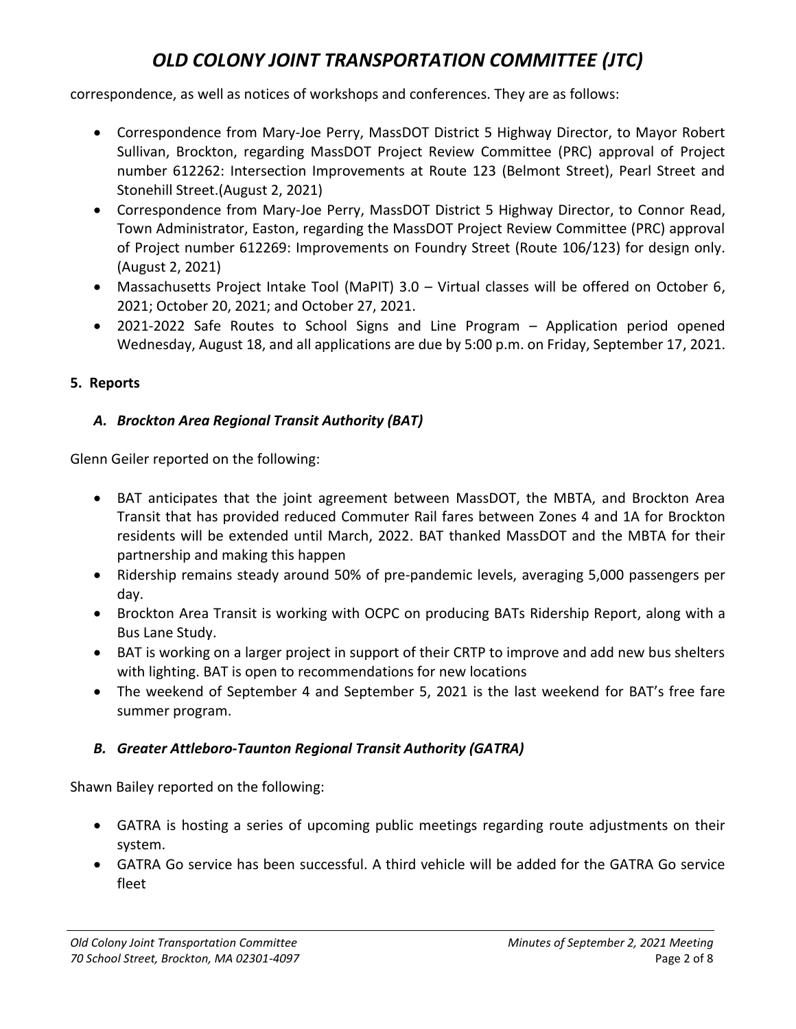correspondence, as well as notices of workshops and conferences. They are as follows:

- Correspondence from Mary-Joe Perry, MassDOT District 5 Highway Director, to Mayor Robert Sullivan, Brockton, regarding MassDOT Project Review Committee (PRC) approval of Project number 612262: Intersection Improvements at Route 123 (Belmont Street), Pearl Street and Stonehill Street.(August 2, 2021)
- Correspondence from Mary-Joe Perry, MassDOT District 5 Highway Director, to Connor Read, Town Administrator, Easton, regarding the MassDOT Project Review Committee (PRC) approval of Project number 612269: Improvements on Foundry Street (Route 106/123) for design only. (August 2, 2021)
- Massachusetts Project Intake Tool (MaPIT) 3.0 – Virtual classes will be offered on October 6, 2021; October 20, 2021; and October 27, 2021.
- 2021-2022 Safe Routes to School Signs and Line Program – Application period opened Wednesday, August 18, and all applications are due by 5:00 p.m. on Friday, September 17, 2021.

**5. Reports**

***A. Brockton Area Regional Transit Authority (BAT)***

Glenn Geiler reported on the following:

- BAT anticipates that the joint agreement between MassDOT, the MBTA, and Brockton Area Transit that has provided reduced Commuter Rail fares between Zones 4 and 1A for Brockton residents will be extended until March, 2022. BAT thanked MassDOT and the MBTA for their partnership and making this happen
- Ridership remains steady around 50% of pre-pandemic levels, averaging 5,000 passengers per day.
- Brockton Area Transit is working with OCPC on producing BATs Ridership Report, along with a Bus Lane Study.
- BAT is working on a larger project in support of their CRTP to improve and add new bus shelters with lighting. BAT is open to recommendations for new locations
- The weekend of September 4 and September 5, 2021 is the last weekend for BAT's free fare summer program.

***B. Greater Attleboro-Taunton Regional Transit Authority (GATRA)***

Shawn Bailey reported on the following:

- GATRA is hosting a series of upcoming public meetings regarding route adjustments on their system.
- GATRA Go service has been successful. A third vehicle will be added for the GATRA Go service fleet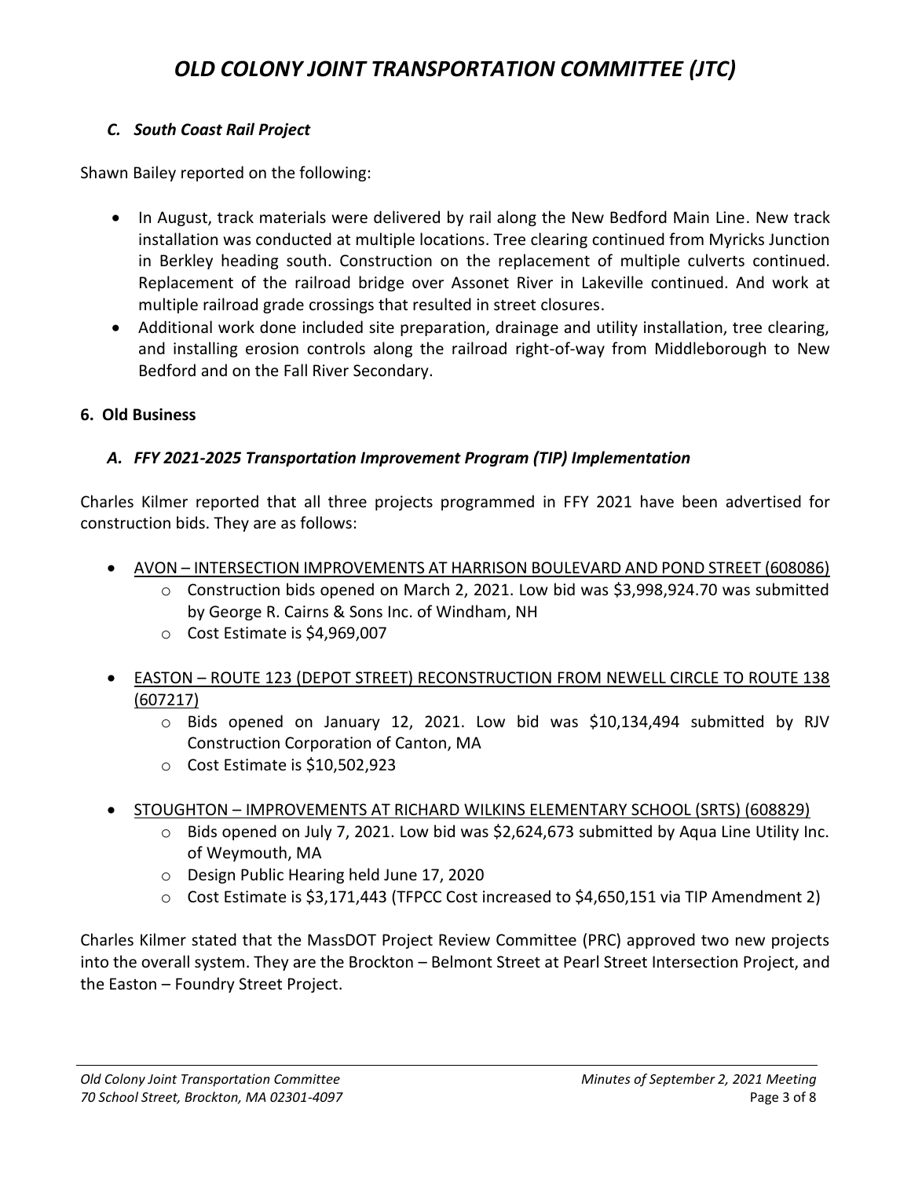### *C. South Coast Rail Project*

Shawn Bailey reported on the following:

- In August, track materials were delivered by rail along the New Bedford Main Line. New track installation was conducted at multiple locations. Tree clearing continued from Myricks Junction in Berkley heading south. Construction on the replacement of multiple culverts continued. Replacement of the railroad bridge over Assonet River in Lakeville continued. And work at multiple railroad grade crossings that resulted in street closures.
- Additional work done included site preparation, drainage and utility installation, tree clearing, and installing erosion controls along the railroad right-of-way from Middleborough to New Bedford and on the Fall River Secondary.

## 6. Old Business

### *A. FFY 2021-2025 Transportation Improvement Program (TIP) Implementation*

Charles Kilmer reported that all three projects programmed in FFY 2021 have been advertised for construction bids. They are as follows:

- AVON – INTERSECTION IMPROVEMENTS AT HARRISON BOULEVARD AND POND STREET (608086)
  - Construction bids opened on March 2, 2021. Low bid was $3,998,924.70 was submitted by George R. Cairns & Sons Inc. of Windham, NH
  - Cost Estimate is $4,969,007
- EASTON – ROUTE 123 (DEPOT STREET) RECONSTRUCTION FROM NEWELL CIRCLE TO ROUTE 138 (607217)
  - Bids opened on January 12, 2021. Low bid was $10,134,494 submitted by RJV Construction Corporation of Canton, MA
  - Cost Estimate is $10,502,923
- STOUGHTON – IMPROVEMENTS AT RICHARD WILKINS ELEMENTARY SCHOOL (SRTS) (608829)
  - Bids opened on July 7, 2021. Low bid was $2,624,673 submitted by Aqua Line Utility Inc. of Weymouth, MA
  - Design Public Hearing held June 17, 2020
  - Cost Estimate is $3,171,443 (TFPCC Cost increased to $4,650,151 via TIP Amendment 2)

Charles Kilmer stated that the MassDOT Project Review Committee (PRC) approved two new projects into the overall system. They are the Brockton – Belmont Street at Pearl Street Intersection Project, and the Easton – Foundry Street Project.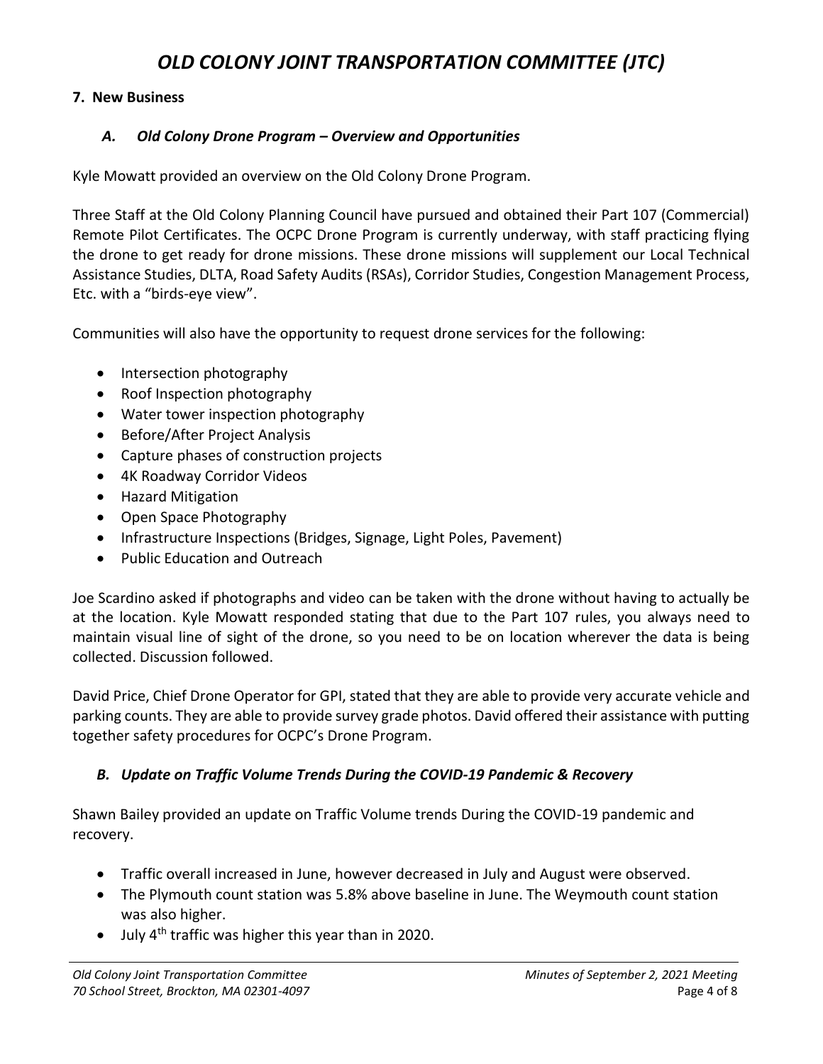## 7. New Business

### *A. Old Colony Drone Program – Overview and Opportunities*

Kyle Mowatt provided an overview on the Old Colony Drone Program.

Three Staff at the Old Colony Planning Council have pursued and obtained their Part 107 (Commercial) Remote Pilot Certificates. The OCPC Drone Program is currently underway, with staff practicing flying the drone to get ready for drone missions. These drone missions will supplement our Local Technical Assistance Studies, DLTA, Road Safety Audits (RSAs), Corridor Studies, Congestion Management Process, Etc. with a "birds-eye view".

Communities will also have the opportunity to request drone services for the following:

- Intersection photography
- Roof Inspection photography
- Water tower inspection photography
- Before/After Project Analysis
- Capture phases of construction projects
- 4K Roadway Corridor Videos
- Hazard Mitigation
- Open Space Photography
- Infrastructure Inspections (Bridges, Signage, Light Poles, Pavement)
- Public Education and Outreach

Joe Scardino asked if photographs and video can be taken with the drone without having to actually be at the location. Kyle Mowatt responded stating that due to the Part 107 rules, you always need to maintain visual line of sight of the drone, so you need to be on location wherever the data is being collected. Discussion followed.

David Price, Chief Drone Operator for GPI, stated that they are able to provide very accurate vehicle and parking counts. They are able to provide survey grade photos. David offered their assistance with putting together safety procedures for OCPC's Drone Program.

### *B. Update on Traffic Volume Trends During the COVID-19 Pandemic & Recovery*

Shawn Bailey provided an update on Traffic Volume trends During the COVID-19 pandemic and recovery.

- Traffic overall increased in June, however decreased in July and August were observed.
- The Plymouth count station was 5.8% above baseline in June. The Weymouth count station was also higher.
- July 4th traffic was higher this year than in 2020.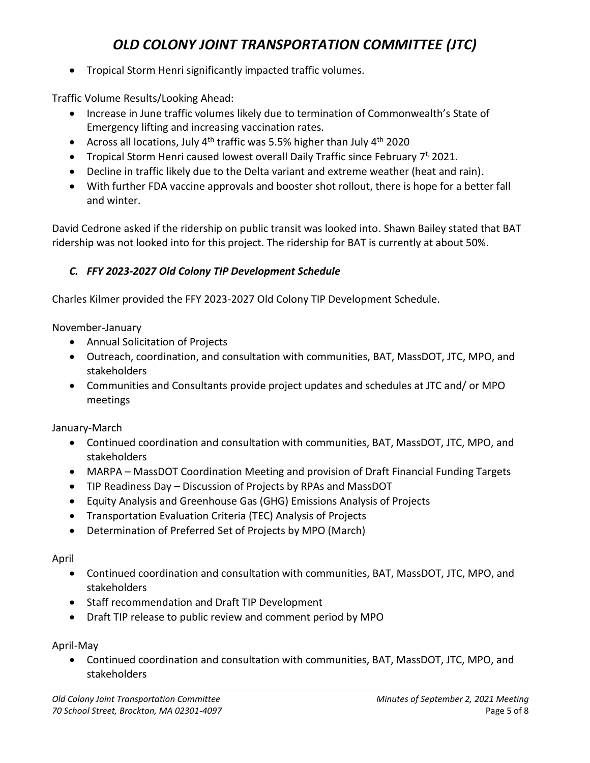- Tropical Storm Henri significantly impacted traffic volumes.

Traffic Volume Results/Looking Ahead:

- Increase in June traffic volumes likely due to termination of Commonwealth's State of Emergency lifting and increasing vaccination rates.
- Across all locations, July 4th traffic was 5.5% higher than July 4th 2020
- Tropical Storm Henri caused lowest overall Daily Traffic since February 7t, 2021.
- Decline in traffic likely due to the Delta variant and extreme weather (heat and rain).
- With further FDA vaccine approvals and booster shot rollout, there is hope for a better fall and winter.

David Cedrone asked if the ridership on public transit was looked into. Shawn Bailey stated that BAT ridership was not looked into for this project. The ridership for BAT is currently at about 50%.

### *C. FFY 2023-2027 Old Colony TIP Development Schedule*

Charles Kilmer provided the FFY 2023-2027 Old Colony TIP Development Schedule.

November-January

- Annual Solicitation of Projects
- Outreach, coordination, and consultation with communities, BAT, MassDOT, JTC, MPO, and stakeholders
- Communities and Consultants provide project updates and schedules at JTC and/ or MPO meetings

January-March

- Continued coordination and consultation with communities, BAT, MassDOT, JTC, MPO, and stakeholders
- MARPA – MassDOT Coordination Meeting and provision of Draft Financial Funding Targets
- TIP Readiness Day – Discussion of Projects by RPAs and MassDOT
- Equity Analysis and Greenhouse Gas (GHG) Emissions Analysis of Projects
- Transportation Evaluation Criteria (TEC) Analysis of Projects
- Determination of Preferred Set of Projects by MPO (March)

April

- Continued coordination and consultation with communities, BAT, MassDOT, JTC, MPO, and stakeholders
- Staff recommendation and Draft TIP Development
- Draft TIP release to public review and comment period by MPO

April-May

- Continued coordination and consultation with communities, BAT, MassDOT, JTC, MPO, and stakeholders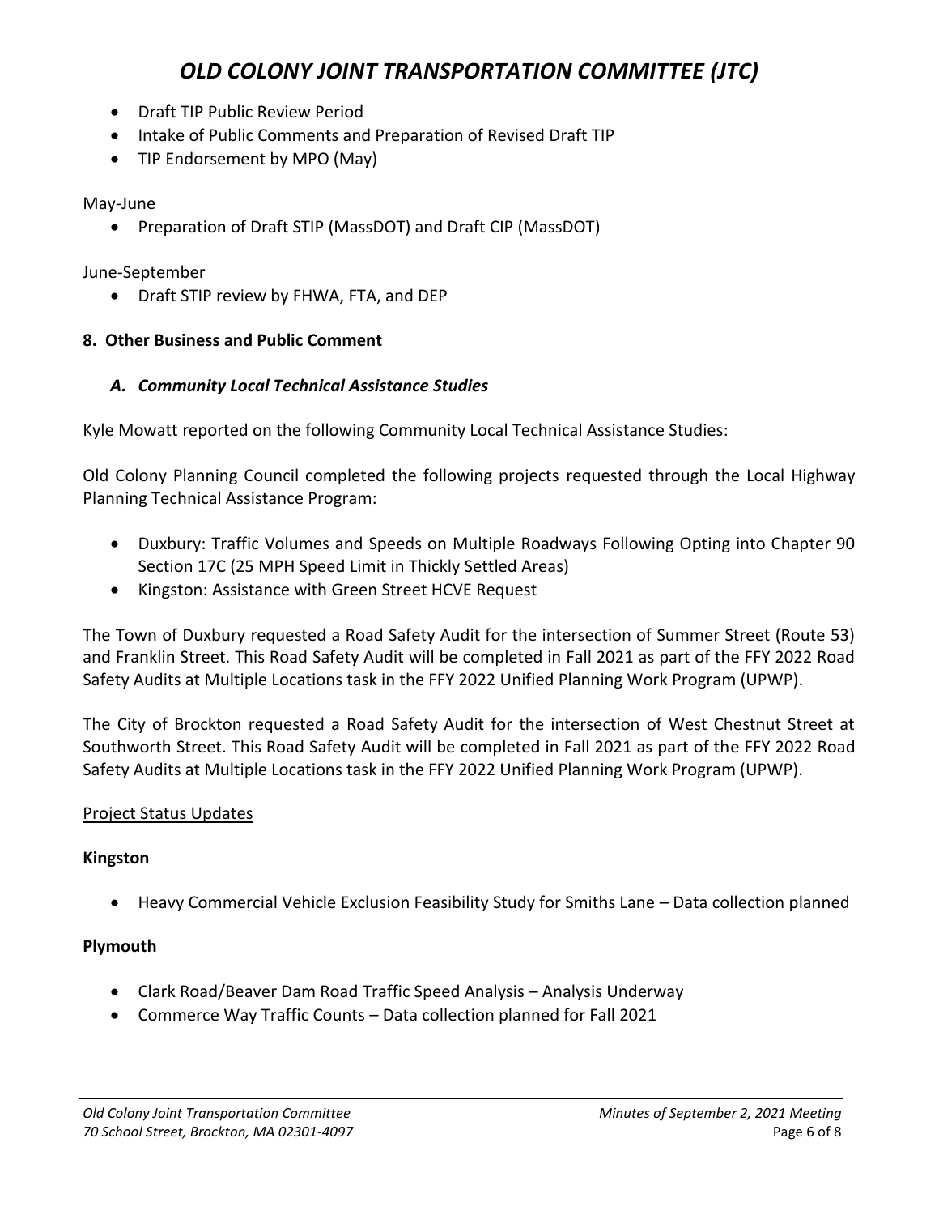- Draft TIP Public Review Period
- Intake of Public Comments and Preparation of Revised Draft TIP
- TIP Endorsement by MPO (May)

May-June

- Preparation of Draft STIP (MassDOT) and Draft CIP (MassDOT)

June-September

- Draft STIP review by FHWA, FTA, and DEP

**8. Other Business and Public Comment**

***A. Community Local Technical Assistance Studies***

Kyle Mowatt reported on the following Community Local Technical Assistance Studies:

Old Colony Planning Council completed the following projects requested through the Local Highway Planning Technical Assistance Program:

- Duxbury: Traffic Volumes and Speeds on Multiple Roadways Following Opting into Chapter 90 Section 17C (25 MPH Speed Limit in Thickly Settled Areas)
- Kingston: Assistance with Green Street HCVE Request

The Town of Duxbury requested a Road Safety Audit for the intersection of Summer Street (Route 53) and Franklin Street. This Road Safety Audit will be completed in Fall 2021 as part of the FFY 2022 Road Safety Audits at Multiple Locations task in the FFY 2022 Unified Planning Work Program (UPWP).

The City of Brockton requested a Road Safety Audit for the intersection of West Chestnut Street at Southworth Street. This Road Safety Audit will be completed in Fall 2021 as part of the FFY 2022 Road Safety Audits at Multiple Locations task in the FFY 2022 Unified Planning Work Program (UPWP).

<u>Project Status Updates</u>

**Kingston**

- Heavy Commercial Vehicle Exclusion Feasibility Study for Smiths Lane – Data collection planned

**Plymouth**

- Clark Road/Beaver Dam Road Traffic Speed Analysis – Analysis Underway
- Commerce Way Traffic Counts – Data collection planned for Fall 2021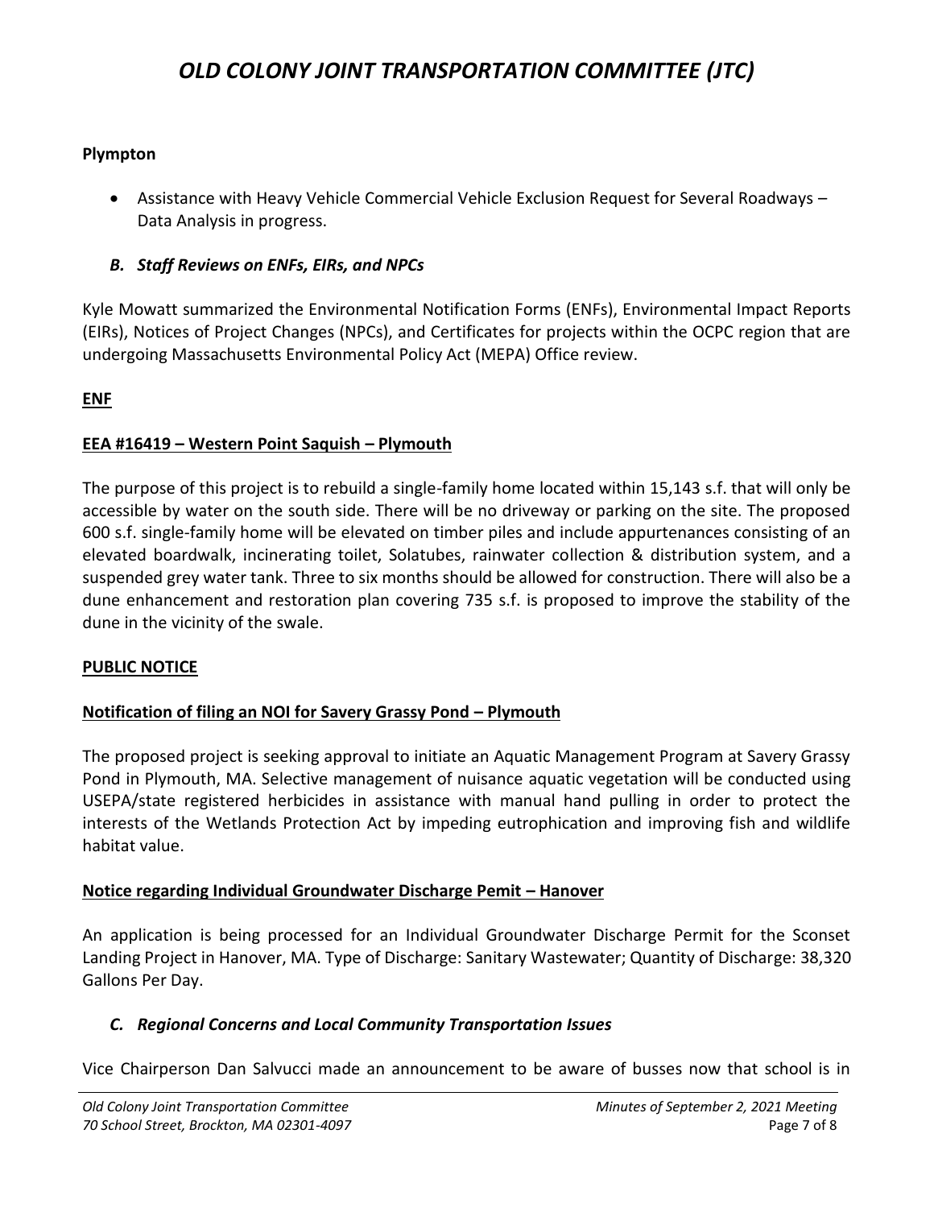### Plympton

- Assistance with Heavy Vehicle Commercial Vehicle Exclusion Request for Several Roadways – Data Analysis in progress.

### *B. Staff Reviews on ENFs, EIRs, and NPCs*

Kyle Mowatt summarized the Environmental Notification Forms (ENFs), Environmental Impact Reports (EIRs), Notices of Project Changes (NPCs), and Certificates for projects within the OCPC region that are undergoing Massachusetts Environmental Policy Act (MEPA) Office review.

**ENF**

**EEA #16419 – Western Point Saquish – Plymouth**

The purpose of this project is to rebuild a single-family home located within 15,143 s.f. that will only be accessible by water on the south side. There will be no driveway or parking on the site. The proposed 600 s.f. single-family home will be elevated on timber piles and include appurtenances consisting of an elevated boardwalk, incinerating toilet, Solatubes, rainwater collection & distribution system, and a suspended grey water tank. Three to six months should be allowed for construction. There will also be a dune enhancement and restoration plan covering 735 s.f. is proposed to improve the stability of the dune in the vicinity of the swale.

**PUBLIC NOTICE**

**Notification of filing an NOI for Savery Grassy Pond – Plymouth**

The proposed project is seeking approval to initiate an Aquatic Management Program at Savery Grassy Pond in Plymouth, MA. Selective management of nuisance aquatic vegetation will be conducted using USEPA/state registered herbicides in assistance with manual hand pulling in order to protect the interests of the Wetlands Protection Act by impeding eutrophication and improving fish and wildlife habitat value.

**Notice regarding Individual Groundwater Discharge Pemit – Hanover**

An application is being processed for an Individual Groundwater Discharge Permit for the Sconset Landing Project in Hanover, MA. Type of Discharge: Sanitary Wastewater; Quantity of Discharge: 38,320 Gallons Per Day.

### *C. Regional Concerns and Local Community Transportation Issues*

Vice Chairperson Dan Salvucci made an announcement to be aware of busses now that school is in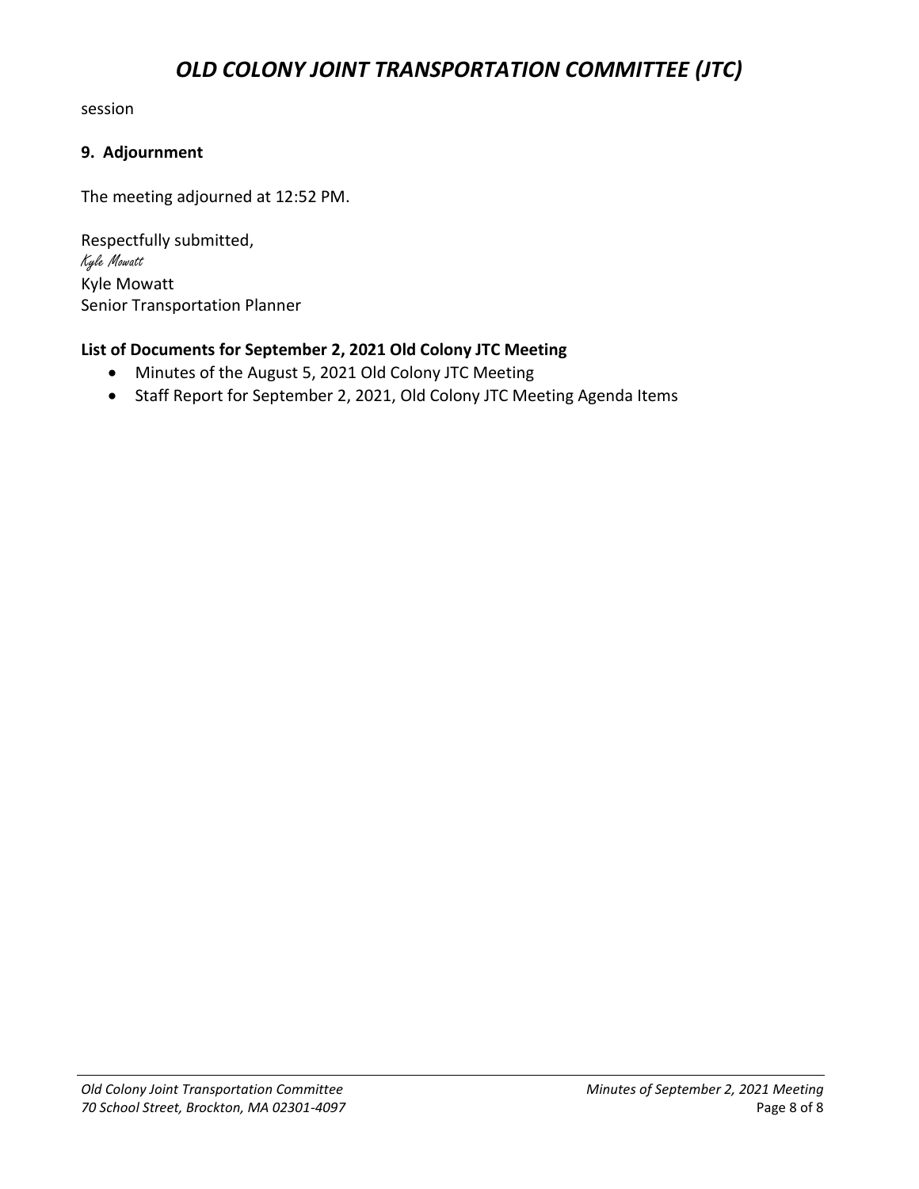session

**9. Adjournment**

The meeting adjourned at 12:52 PM.

Respectfully submitted,
*Kyle Mowatt*
Kyle Mowatt
Senior Transportation Planner

**List of Documents for September 2, 2021 Old Colony JTC Meeting**

- Minutes of the August 5, 2021 Old Colony JTC Meeting
- Staff Report for September 2, 2021, Old Colony JTC Meeting Agenda Items